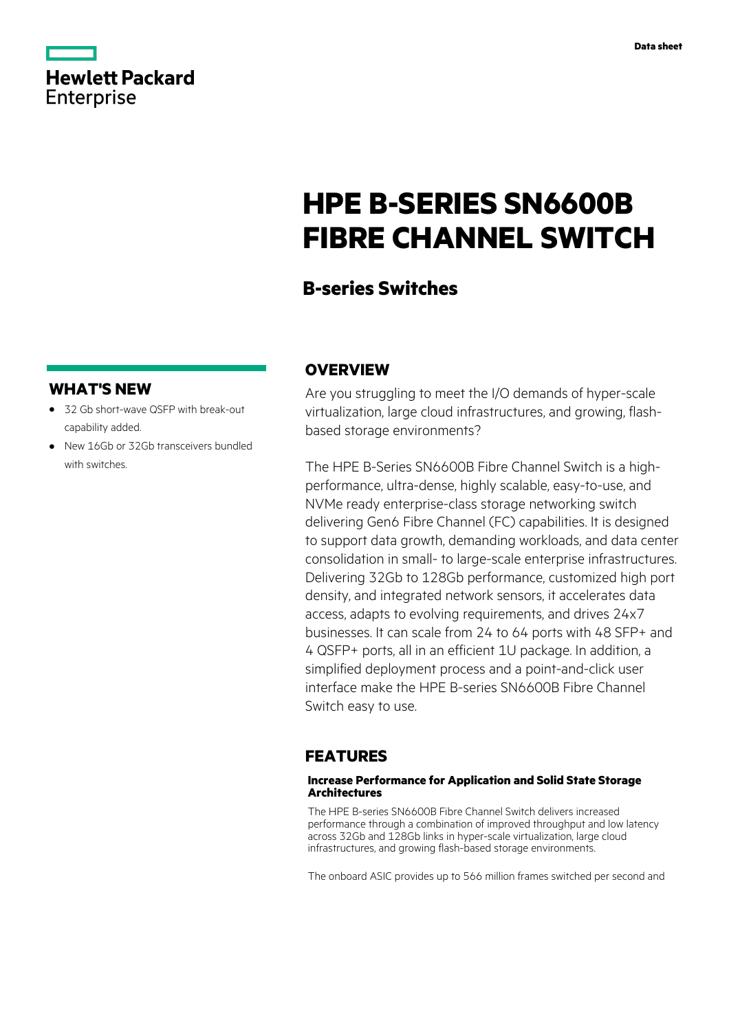Data sheet

# HPE B-SERIES SN6600B FIBRE CHANNEL SWITCH

## B-series Switches

## WHAT'S NEW

- 32 Gb short-wave QSFP with break-out capability added.
- New 16Gb or 32Gb transceivers bundled with switches.

## OVERVIEW

Are you struggling to meet the I/O demands of hyper-scale virtualization, large cloud infrastructures, and growing, flash-based storage environments?

The HPE B-Series SN6600B Fibre Channel Switch is a high-performance, ultra-dense, highly scalable, easy-to-use, and NVMe ready enterprise-class storage networking switch delivering Gen6 Fibre Channel (FC) capabilities. It is designed to support data growth, demanding workloads, and data center consolidation in small- to large-scale enterprise infrastructures. Delivering 32Gb to 128Gb performance, customized high port density, and integrated network sensors, it accelerates data access, adapts to evolving requirements, and drives 24x7 businesses. It can scale from 24 to 64 ports with 48 SFP+ and 4 QSFP+ ports, all in an efficient 1U package. In addition, a simplified deployment process and a point-and-click user interface make the HPE B-series SN6600B Fibre Channel Switch easy to use.

## FEATURES

### Increase Performance for Application and Solid State Storage Architectures

The HPE B-series SN6600B Fibre Channel Switch delivers increased performance through a combination of improved throughput and low latency across 32Gb and 128Gb links in hyper-scale virtualization, large cloud infrastructures, and growing flash-based storage environments.

The onboard ASIC provides up to 566 million frames switched per second and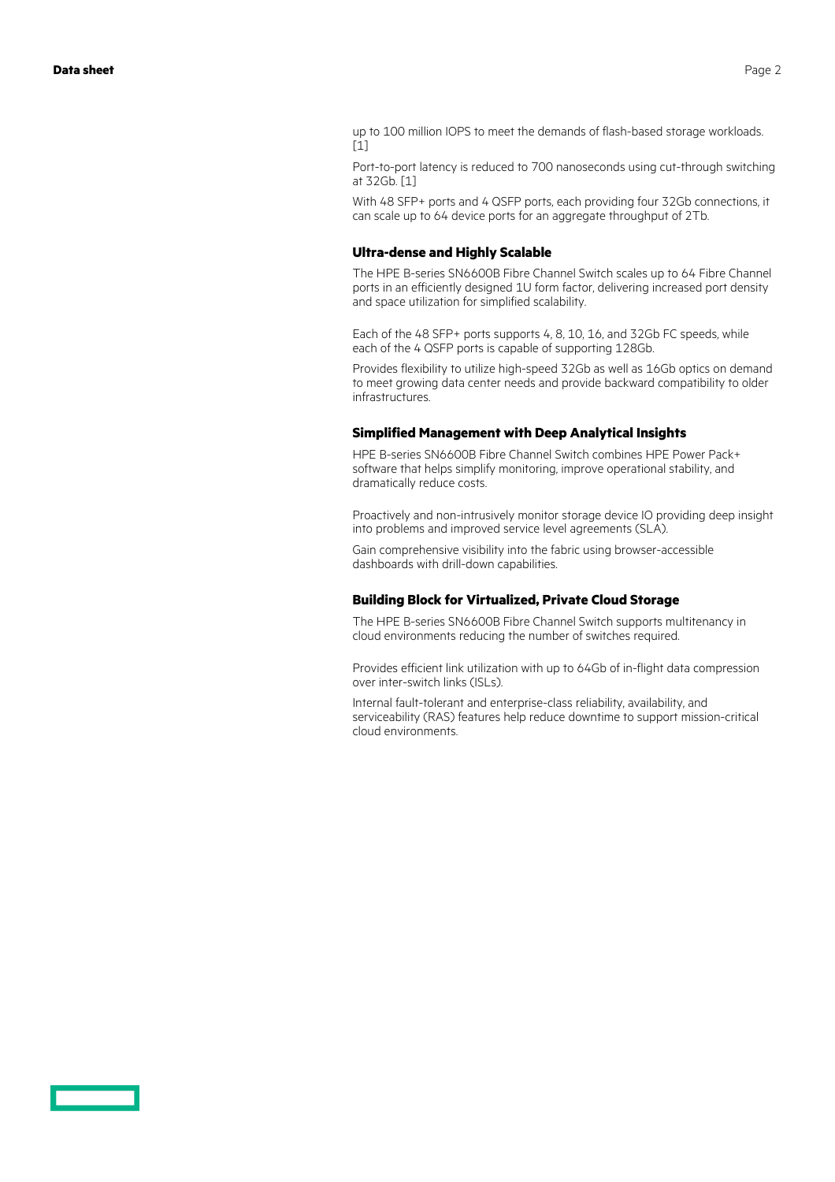up to 100 million IOPS to meet the demands of flash-based storage workloads. [1]

Port-to-port latency is reduced to 700 nanoseconds using cut-through switching at 32Gb. [1]

With 48 SFP+ ports and 4 QSFP ports, each providing four 32Gb connections, it can scale up to 64 device ports for an aggregate throughput of 2Tb.

### Ultra-dense and Highly Scalable

The HPE B-series SN6600B Fibre Channel Switch scales up to 64 Fibre Channel ports in an efficiently designed 1U form factor, delivering increased port density and space utilization for simplified scalability.

Each of the 48 SFP+ ports supports 4, 8, 10, 16, and 32Gb FC speeds, while each of the 4 QSFP ports is capable of supporting 128Gb.

Provides flexibility to utilize high-speed 32Gb as well as 16Gb optics on demand to meet growing data center needs and provide backward compatibility to older infrastructures.

### Simplified Management with Deep Analytical Insights

HPE B-series SN6600B Fibre Channel Switch combines HPE Power Pack+ software that helps simplify monitoring, improve operational stability, and dramatically reduce costs.

Proactively and non-intrusively monitor storage device IO providing deep insight into problems and improved service level agreements (SLA).

Gain comprehensive visibility into the fabric using browser-accessible dashboards with drill-down capabilities.

### Building Block for Virtualized, Private Cloud Storage

The HPE B-series SN6600B Fibre Channel Switch supports multitenancy in cloud environments reducing the number of switches required.

Provides efficient link utilization with up to 64Gb of in-flight data compression over inter-switch links (ISLs).

Internal fault-tolerant and enterprise-class reliability, availability, and serviceability (RAS) features help reduce downtime to support mission-critical cloud environments.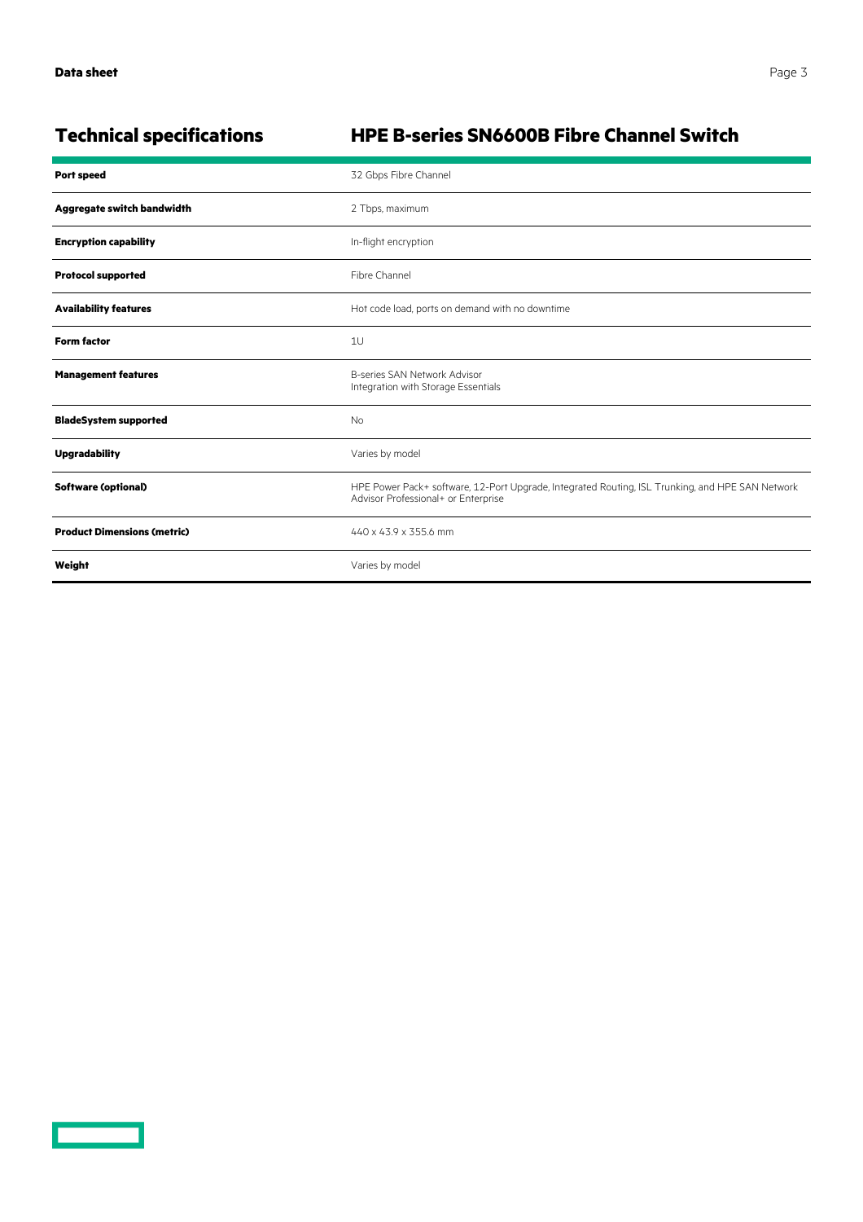## Technical specifications

## HPE B-series SN6600B Fibre Channel Switch

| | |
|---|---|
| **Port speed** | 32 Gbps Fibre Channel |
| **Aggregate switch bandwidth** | 2 Tbps, maximum |
| **Encryption capability** | In-flight encryption |
| **Protocol supported** | Fibre Channel |
| **Availability features** | Hot code load, ports on demand with no downtime |
| **Form factor** | 1U |
| **Management features** | B-series SAN Network Advisor<br>Integration with Storage Essentials |
| **BladeSystem supported** | No |
| **Upgradability** | Varies by model |
| **Software (optional)** | HPE Power Pack+ software, 12-Port Upgrade, Integrated Routing, ISL Trunking, and HPE SAN Network Advisor Professional+ or Enterprise |
| **Product Dimensions (metric)** | 440 x 43.9 x 355.6 mm |
| **Weight** | Varies by model |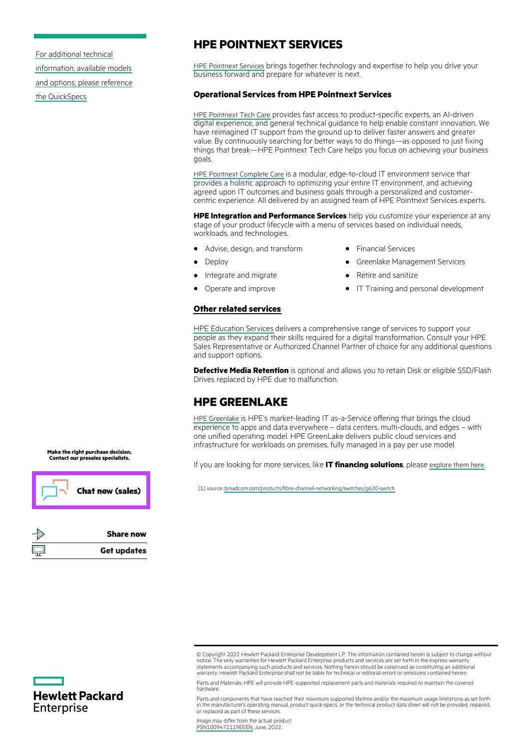For additional technical information, available models and options, please reference the QuickSpecs

## HPE POINTNEXT SERVICES

HPE Pointnext Services brings together technology and expertise to help you drive your business forward and prepare for whatever is next.

### Operational Services from HPE Pointnext Services

HPE Pointnext Tech Care provides fast access to product-specific experts, an AI-driven digital experience, and general technical guidance to help enable constant innovation. We have reimagined IT support from the ground up to deliver faster answers and greater value. By continuously searching for better ways to do things—as opposed to just fixing things that break—HPE Pointnext Tech Care helps you focus on achieving your business goals.

HPE Pointnext Complete Care is a modular, edge-to-cloud IT environment service that provides a holistic approach to optimizing your entire IT environment, and achieving agreed upon IT outcomes and business goals through a personalized and customer-centric experience. All delivered by an assigned team of HPE Pointnext Services experts.

**HPE Integration and Performance Services** help you customize your experience at any stage of your product lifecycle with a menu of services based on individual needs, workloads, and technologies.

- Advise, design, and transform
- Deploy
- Integrate and migrate
- Operate and improve
- Financial Services
- Greenlake Management Services
- Retire and sanitize
- IT Training and personal development

**Other related services**

HPE Education Services delivers a comprehensive range of services to support your people as they expand their skills required for a digital transformation. Consult your HPE Sales Representative or Authorized Channel Partner of choice for any additional questions and support options.

**Defective Media Retention** is optional and allows you to retain Disk or eligible SSD/Flash Drives replaced by HPE due to malfunction.

## HPE GREENLAKE

HPE Greenlake is HPE's market-leading IT as-a-Service offering that brings the cloud experience to apps and data everywhere – data centers, multi-clouds, and edges – with one unified operating model. HPE GreenLake delivers public cloud services and infrastructure for workloads on premises, fully managed in a pay per use model.

If you are looking for more services, like **IT financing solutions**, please explore them here.

[1] source: broadcom.com/products/fibre-channel-networking/switches/g620-switch

**Make the right purchase decision. Contact our presales specialists.**

**Chat now (sales)**

**Share now**

**Get updates**

© Copyright 2022 Hewlett Packard Enterprise Development LP. The information contained herein is subject to change without notice. The only warranties for Hewlett Packard Enterprise products and services are set forth in the express warranty statements accompanying such products and services. Nothing herein should be construed as constituting an additional warranty. Hewlett Packard Enterprise shall not be liable for technical or editorial errors or omissions contained herein.

Parts and Materials: HPE will provide HPE-supported replacement parts and materials required to maintain the covered hardware.

Parts and components that have reached their maximum supported lifetime and/or the maximum usage limitations as set forth in the manufacturer's operating manual, product quick-specs, or the technical product data sheet will not be provided, repaired, or replaced as part of these services.

Image may differ from the actual product

PSN1009472119EEEN, June, 2022.

**Hewlett Packard**
Enterprise